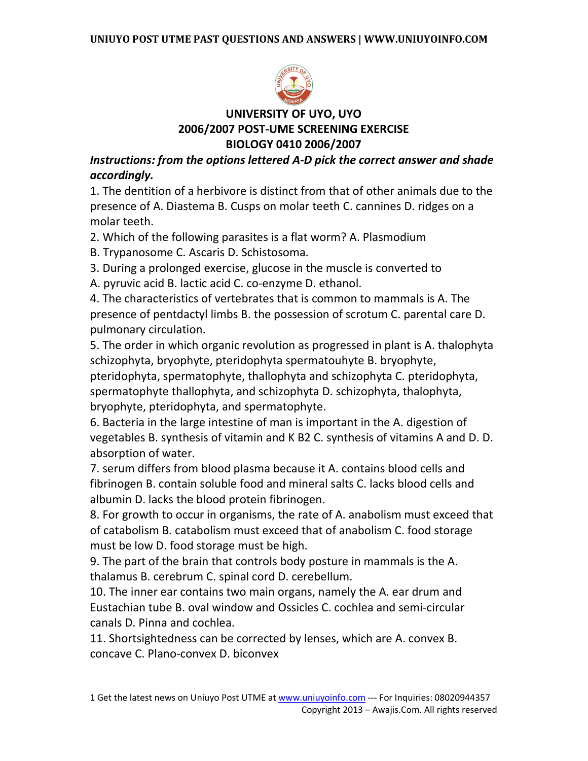# UNIVERSITY OF UYO, UYO
## 2006/2007 POST-UME SCREENING EXERCISE
## BIOLOGY 0410 2006/2007

***Instructions: from the options lettered A-D pick the correct answer and shade accordingly.***

1. The dentition of a herbivore is distinct from that of other animals due to the presence of A. Diastema B. Cusps on molar teeth C. cannines D. ridges on a molar teeth.

2. Which of the following parasites is a flat worm? A. Plasmodium B. Trypanosome C. Ascaris D. Schistosoma.

3. During a prolonged exercise, glucose in the muscle is converted to A. pyruvic acid B. lactic acid C. co-enzyme D. ethanol.

4. The characteristics of vertebrates that is common to mammals is A. The presence of pentdactyl limbs B. the possession of scrotum C. parental care D. pulmonary circulation.

5. The order in which organic revolution as progressed in plant is A. thalophyta schizophyta, bryophyte, pteridophyta spermatouhyte B. bryophyte, pteridophyta, spermatophyte, thallophyta and schizophyta C. pteridophyta, spermatophyte thallophyta, and schizophyta D. schizophyta, thalophyta, bryophyte, pteridophyta, and spermatophyte.

6. Bacteria in the large intestine of man is important in the A. digestion of vegetables B. synthesis of vitamin and K B2 C. synthesis of vitamins A and D. D. absorption of water.

7. serum differs from blood plasma because it A. contains blood cells and fibrinogen B. contain soluble food and mineral salts C. lacks blood cells and albumin D. lacks the blood protein fibrinogen.

8. For growth to occur in organisms, the rate of A. anabolism must exceed that of catabolism B. catabolism must exceed that of anabolism C. food storage must be low D. food storage must be high.

9. The part of the brain that controls body posture in mammals is the A. thalamus B. cerebrum C. spinal cord D. cerebellum.

10. The inner ear contains two main organs, namely the A. ear drum and Eustachian tube B. oval window and Ossicles C. cochlea and semi-circular canals D. Pinna and cochlea.

11. Shortsightedness can be corrected by lenses, which are A. convex B. concave C. Plano-convex D. biconvex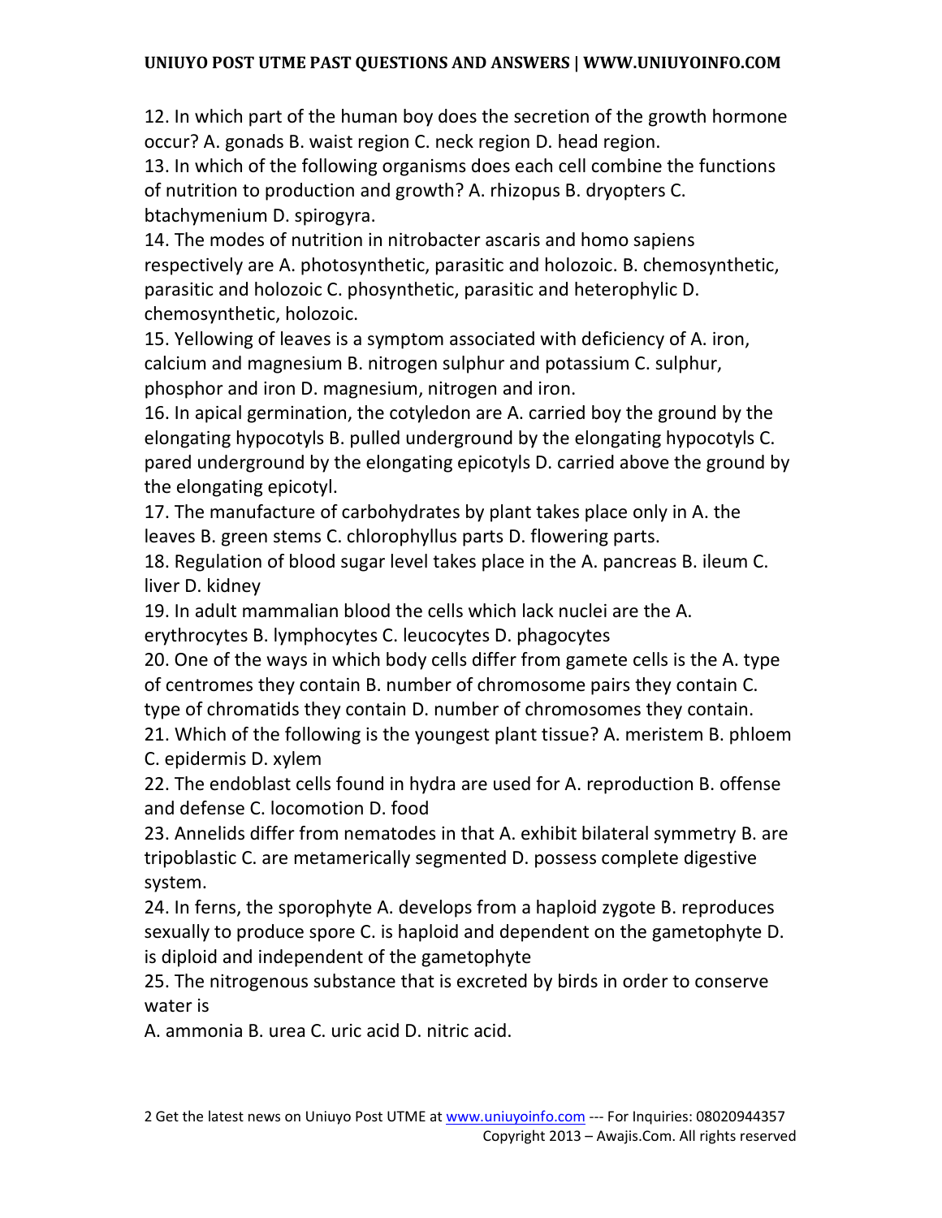12. In which part of the human boy does the secretion of the growth hormone occur? A. gonads B. waist region C. neck region D. head region.

13. In which of the following organisms does each cell combine the functions of nutrition to production and growth? A. rhizopus B. dryopters C. btachymenium D. spirogyra.

14. The modes of nutrition in nitrobacter ascaris and homo sapiens respectively are A. photosynthetic, parasitic and holozoic. B. chemosynthetic, parasitic and holozoic C. phosynthetic, parasitic and heterophylic D. chemosynthetic, holozoic.

15. Yellowing of leaves is a symptom associated with deficiency of A. iron, calcium and magnesium B. nitrogen sulphur and potassium C. sulphur, phosphor and iron D. magnesium, nitrogen and iron.

16. In apical germination, the cotyledon are A. carried boy the ground by the elongating hypocotyls B. pulled underground by the elongating hypocotyls C. pared underground by the elongating epicotyls D. carried above the ground by the elongating epicotyl.

17. The manufacture of carbohydrates by plant takes place only in A. the leaves B. green stems C. chlorophyllus parts D. flowering parts.

18. Regulation of blood sugar level takes place in the A. pancreas B. ileum C. liver D. kidney

19. In adult mammalian blood the cells which lack nuclei are the A. erythrocytes B. lymphocytes C. leucocytes D. phagocytes

20. One of the ways in which body cells differ from gamete cells is the A. type of centromes they contain B. number of chromosome pairs they contain C. type of chromatids they contain D. number of chromosomes they contain.

21. Which of the following is the youngest plant tissue? A. meristem B. phloem C. epidermis D. xylem

22. The endoblast cells found in hydra are used for A. reproduction B. offense and defense C. locomotion D. food

23. Annelids differ from nematodes in that A. exhibit bilateral symmetry B. are tripoblastic C. are metamerically segmented D. possess complete digestive system.

24. In ferns, the sporophyte A. develops from a haploid zygote B. reproduces sexually to produce spore C. is haploid and dependent on the gametophyte D. is diploid and independent of the gametophyte

25. The nitrogenous substance that is excreted by birds in order to conserve water is

A. ammonia B. urea C. uric acid D. nitric acid.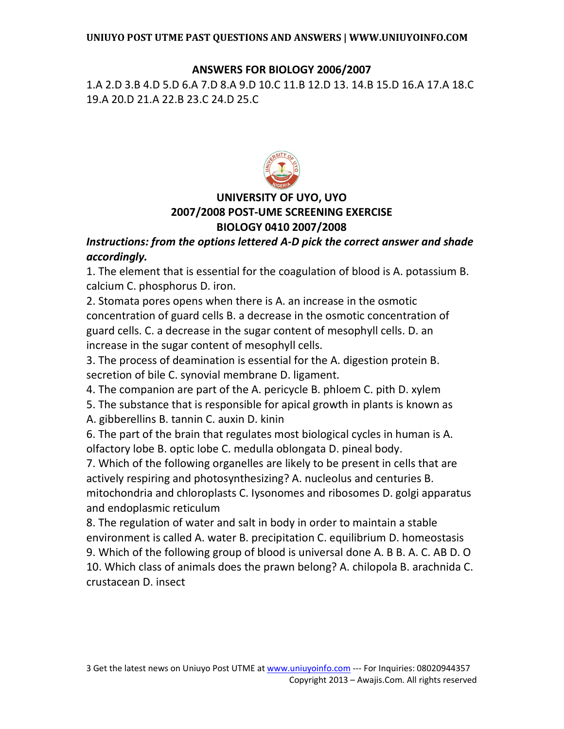## ANSWERS FOR BIOLOGY 2006/2007

1.A 2.D 3.B 4.D 5.D 6.A 7.D 8.A 9.D 10.C 11.B 12.D 13. 14.B 15.D 16.A 17.A 18.C 19.A 20.D 21.A 22.B 23.C 24.D 25.C

## UNIVERSITY OF UYO, UYO
## 2007/2008 POST-UME SCREENING EXERCISE
## BIOLOGY 0410 2007/2008

***Instructions: from the options lettered A-D pick the correct answer and shade accordingly.***

1. The element that is essential for the coagulation of blood is A. potassium B. calcium C. phosphorus D. iron.
2. Stomata pores opens when there is A. an increase in the osmotic concentration of guard cells B. a decrease in the osmotic concentration of guard cells. C. a decrease in the sugar content of mesophyll cells. D. an increase in the sugar content of mesophyll cells.
3. The process of deamination is essential for the A. digestion protein B. secretion of bile C. synovial membrane D. ligament.
4. The companion are part of the A. pericycle B. phloem C. pith D. xylem
5. The substance that is responsible for apical growth in plants is known as A. gibberellins B. tannin C. auxin D. kinin
6. The part of the brain that regulates most biological cycles in human is A. olfactory lobe B. optic lobe C. medulla oblongata D. pineal body.
7. Which of the following organelles are likely to be present in cells that are actively respiring and photosynthesizing? A. nucleolus and centuries B. mitochondria and chloroplasts C. lysonomes and ribosomes D. golgi apparatus and endoplasmic reticulum
8. The regulation of water and salt in body in order to maintain a stable environment is called A. water B. precipitation C. equilibrium D. homeostasis
9. Which of the following group of blood is universal done A. B B. A. C. AB D. O
10. Which class of animals does the prawn belong? A. chilopola B. arachnida C. crustacean D. insect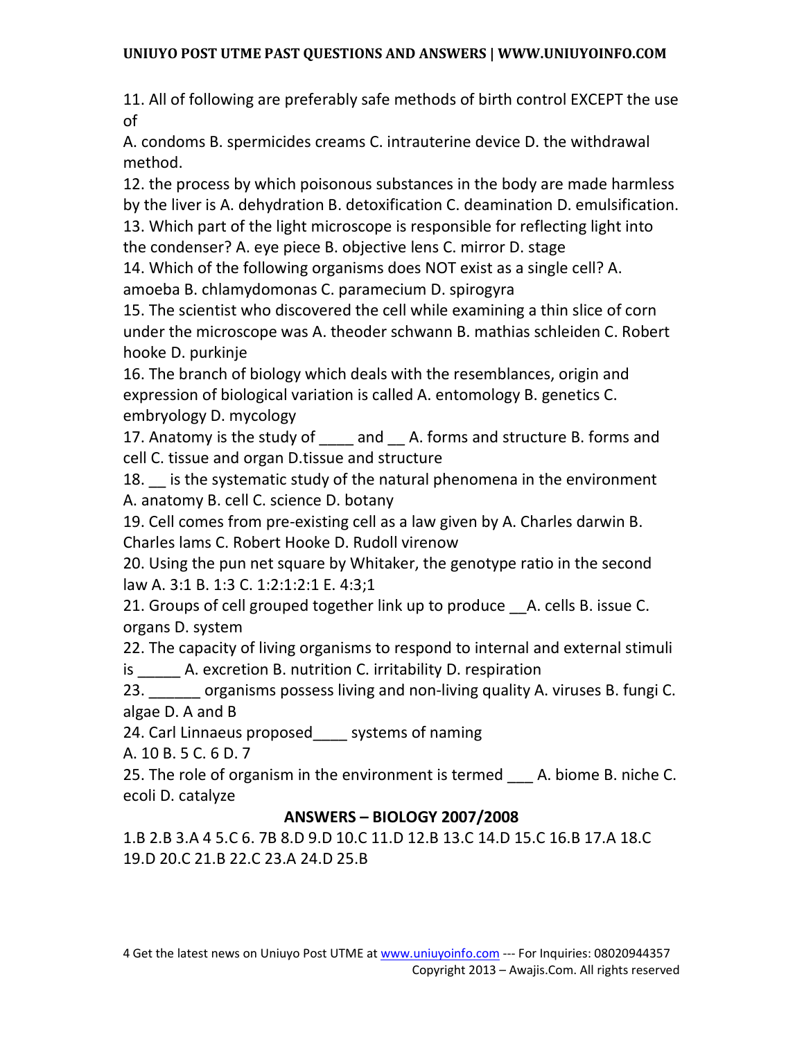11. All of following are preferably safe methods of birth control EXCEPT the use of

A. condoms B. spermicides creams C. intrauterine device D. the withdrawal method.

12. the process by which poisonous substances in the body are made harmless by the liver is A. dehydration B. detoxification C. deamination D. emulsification.

13. Which part of the light microscope is responsible for reflecting light into the condenser? A. eye piece B. objective lens C. mirror D. stage

14. Which of the following organisms does NOT exist as a single cell? A. amoeba B. chlamydomonas C. paramecium D. spirogyra

15. The scientist who discovered the cell while examining a thin slice of corn under the microscope was A. theoder schwann B. mathias schleiden C. Robert hooke D. purkinje

16. The branch of biology which deals with the resemblances, origin and expression of biological variation is called A. entomology B. genetics C. embryology D. mycology

17. Anatomy is the study of ____ and __ A. forms and structure B. forms and cell C. tissue and organ D.tissue and structure

18. __ is the systematic study of the natural phenomena in the environment A. anatomy B. cell C. science D. botany

19. Cell comes from pre-existing cell as a law given by A. Charles darwin B. Charles lams C. Robert Hooke D. Rudoll virenow

20. Using the pun net square by Whitaker, the genotype ratio in the second law A. 3:1 B. 1:3 C. 1:2:1:2:1 E. 4:3;1

21. Groups of cell grouped together link up to produce __A. cells B. issue C. organs D. system

22. The capacity of living organisms to respond to internal and external stimuli is _____ A. excretion B. nutrition C. irritability D. respiration

23. ______ organisms possess living and non-living quality A. viruses B. fungi C. algae D. A and B

24. Carl Linnaeus proposed____ systems of naming

A. 10 B. 5 C. 6 D. 7

25. The role of organism in the environment is termed ___ A. biome B. niche C. ecoli D. catalyze

## ANSWERS – BIOLOGY 2007/2008

1.B 2.B 3.A 4 5.C 6. 7B 8.D 9.D 10.C 11.D 12.B 13.C 14.D 15.C 16.B 17.A 18.C 19.D 20.C 21.B 22.C 23.A 24.D 25.B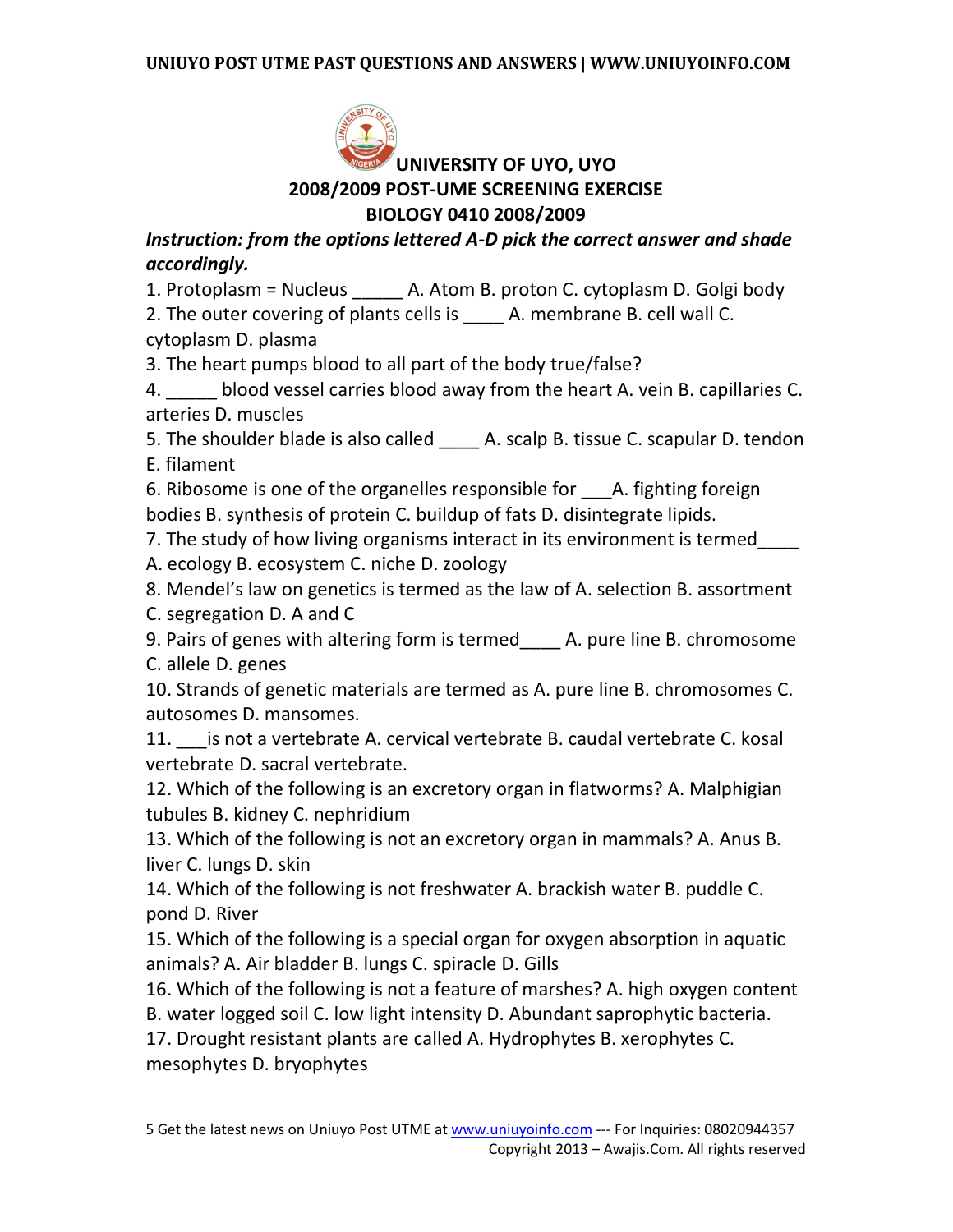# UNIVERSITY OF UYO, UYO

## 2008/2009 POST-UME SCREENING EXERCISE

## BIOLOGY 0410 2008/2009

***Instruction: from the options lettered A-D pick the correct answer and shade accordingly.***

1. Protoplasm = Nucleus _____ A. Atom B. proton C. cytoplasm D. Golgi body
2. The outer covering of plants cells is ____ A. membrane B. cell wall C. cytoplasm D. plasma
3. The heart pumps blood to all part of the body true/false?
4. _____ blood vessel carries blood away from the heart A. vein B. capillaries C. arteries D. muscles
5. The shoulder blade is also called ____ A. scalp B. tissue C. scapular D. tendon E. filament
6. Ribosome is one of the organelles responsible for ___A. fighting foreign bodies B. synthesis of protein C. buildup of fats D. disintegrate lipids.
7. The study of how living organisms interact in its environment is termed____ A. ecology B. ecosystem C. niche D. zoology
8. Mendel's law on genetics is termed as the law of A. selection B. assortment C. segregation D. A and C
9. Pairs of genes with altering form is termed____ A. pure line B. chromosome C. allele D. genes
10. Strands of genetic materials are termed as A. pure line B. chromosomes C. autosomes D. mansomes.
11. ___is not a vertebrate A. cervical vertebrate B. caudal vertebrate C. kosal vertebrate D. sacral vertebrate.
12. Which of the following is an excretory organ in flatworms? A. Malphigian tubules B. kidney C. nephridium
13. Which of the following is not an excretory organ in mammals? A. Anus B. liver C. lungs D. skin
14. Which of the following is not freshwater A. brackish water B. puddle C. pond D. River
15. Which of the following is a special organ for oxygen absorption in aquatic animals? A. Air bladder B. lungs C. spiracle D. Gills
16. Which of the following is not a feature of marshes? A. high oxygen content B. water logged soil C. low light intensity D. Abundant saprophytic bacteria.
17. Drought resistant plants are called A. Hydrophytes B. xerophytes C. mesophytes D. bryophytes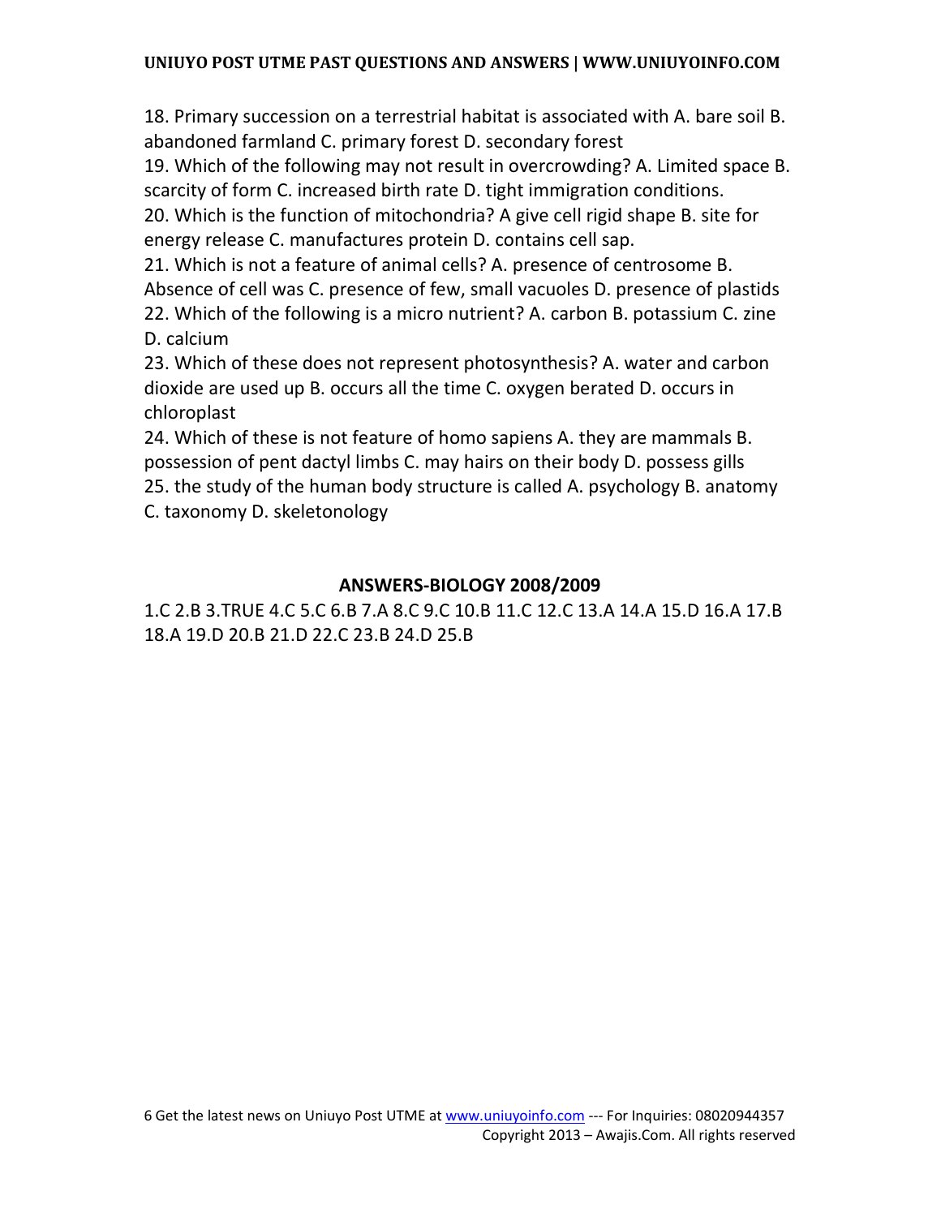18. Primary succession on a terrestrial habitat is associated with A. bare soil B. abandoned farmland C. primary forest D. secondary forest

19. Which of the following may not result in overcrowding? A. Limited space B. scarcity of form C. increased birth rate D. tight immigration conditions.

20. Which is the function of mitochondria? A give cell rigid shape B. site for energy release C. manufactures protein D. contains cell sap.

21. Which is not a feature of animal cells? A. presence of centrosome B. Absence of cell was C. presence of few, small vacuoles D. presence of plastids

22. Which of the following is a micro nutrient? A. carbon B. potassium C. zine D. calcium

23. Which of these does not represent photosynthesis? A. water and carbon dioxide are used up B. occurs all the time C. oxygen berated D. occurs in chloroplast

24. Which of these is not feature of homo sapiens A. they are mammals B. possession of pent dactyl limbs C. may hairs on their body D. possess gills

25. the study of the human body structure is called A. psychology B. anatomy C. taxonomy D. skeletonology

## ANSWERS-BIOLOGY 2008/2009

1.C 2.B 3.TRUE 4.C 5.C 6.B 7.A 8.C 9.C 10.B 11.C 12.C 13.A 14.A 15.D 16.A 17.B 18.A 19.D 20.B 21.D 22.C 23.B 24.D 25.B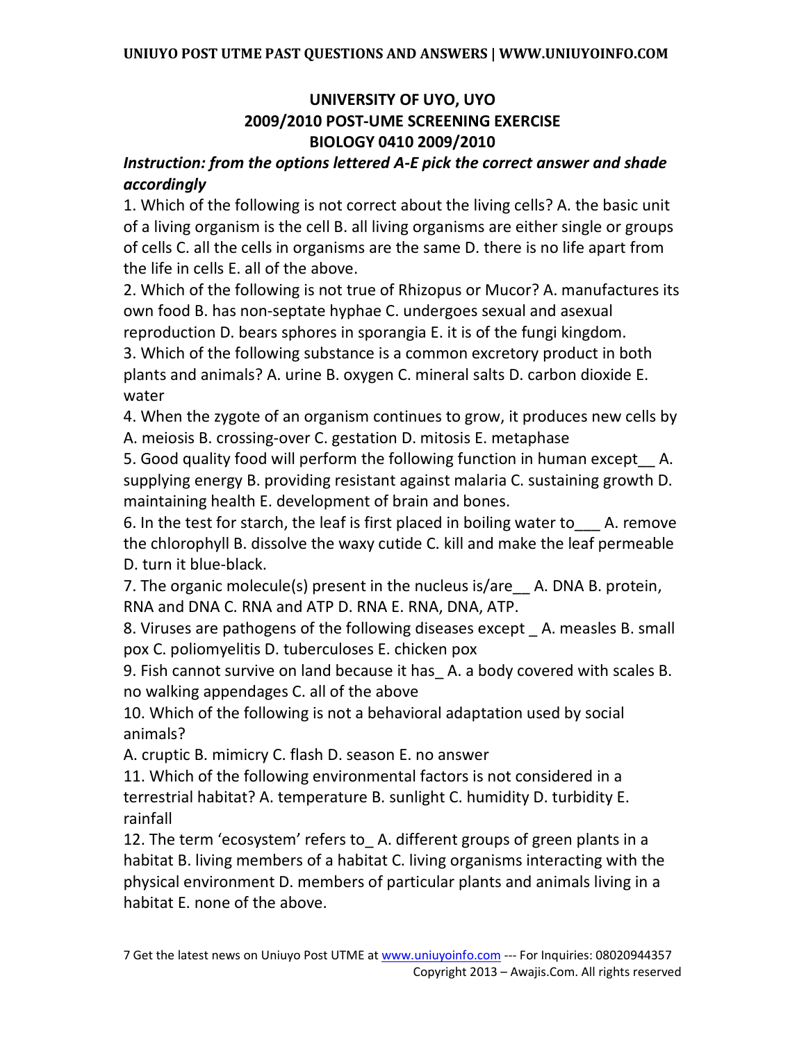**UNIVERSITY OF UYO, UYO**
**2009/2010 POST-UME SCREENING EXERCISE**
**BIOLOGY 0410 2009/2010**

***Instruction: from the options lettered A-E pick the correct answer and shade accordingly***

1. Which of the following is not correct about the living cells? A. the basic unit of a living organism is the cell B. all living organisms are either single or groups of cells C. all the cells in organisms are the same D. there is no life apart from the life in cells E. all of the above.

2. Which of the following is not true of Rhizopus or Mucor? A. manufactures its own food B. has non-septate hyphae C. undergoes sexual and asexual reproduction D. bears sphores in sporangia E. it is of the fungi kingdom.

3. Which of the following substance is a common excretory product in both plants and animals? A. urine B. oxygen C. mineral salts D. carbon dioxide E. water

4. When the zygote of an organism continues to grow, it produces new cells by A. meiosis B. crossing-over C. gestation D. mitosis E. metaphase

5. Good quality food will perform the following function in human except__ A. supplying energy B. providing resistant against malaria C. sustaining growth D. maintaining health E. development of brain and bones.

6. In the test for starch, the leaf is first placed in boiling water to___ A. remove the chlorophyll B. dissolve the waxy cutide C. kill and make the leaf permeable D. turn it blue-black.

7. The organic molecule(s) present in the nucleus is/are__ A. DNA B. protein, RNA and DNA C. RNA and ATP D. RNA E. RNA, DNA, ATP.

8. Viruses are pathogens of the following diseases except _ A. measles B. small pox C. poliomyelitis D. tuberculoses E. chicken pox

9. Fish cannot survive on land because it has_ A. a body covered with scales B. no walking appendages C. all of the above

10. Which of the following is not a behavioral adaptation used by social animals?
A. cruptic B. mimicry C. flash D. season E. no answer

11. Which of the following environmental factors is not considered in a terrestrial habitat? A. temperature B. sunlight C. humidity D. turbidity E. rainfall

12. The term 'ecosystem' refers to_ A. different groups of green plants in a habitat B. living members of a habitat C. living organisms interacting with the physical environment D. members of particular plants and animals living in a habitat E. none of the above.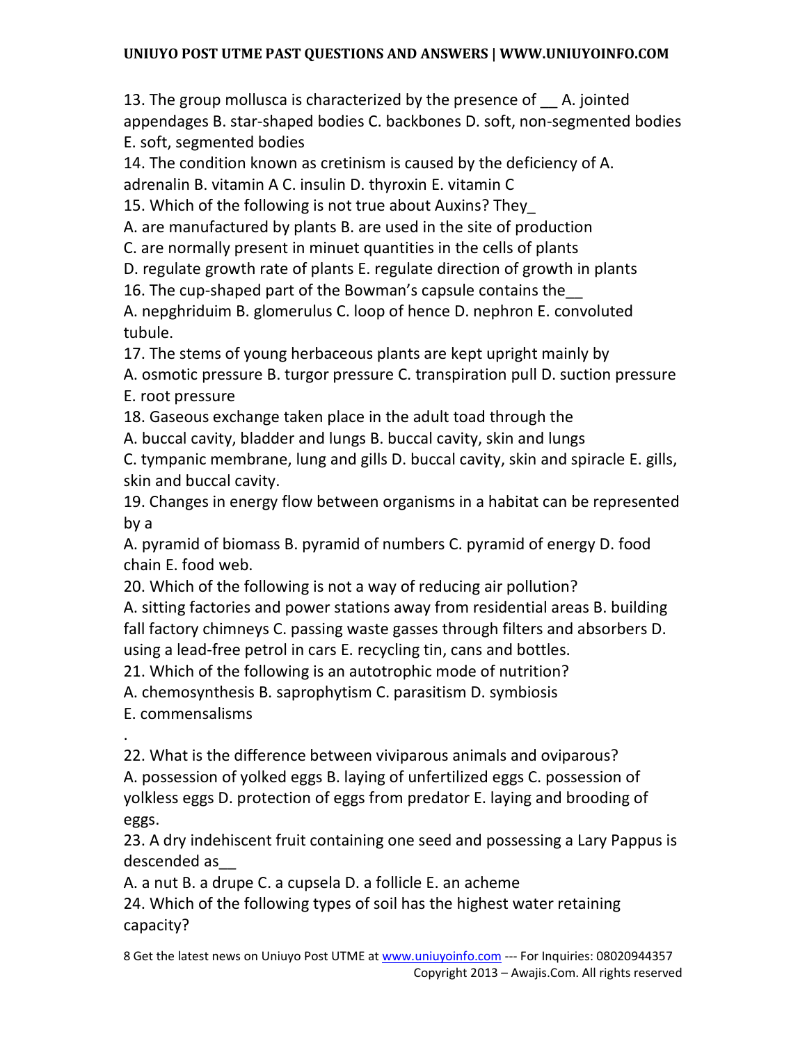13. The group mollusca is characterized by the presence of __ A. jointed appendages B. star-shaped bodies C. backbones D. soft, non-segmented bodies E. soft, segmented bodies

14. The condition known as cretinism is caused by the deficiency of A. adrenalin B. vitamin A C. insulin D. thyroxin E. vitamin C

15. Which of the following is not true about Auxins? They_

A. are manufactured by plants B. are used in the site of production

C. are normally present in minuet quantities in the cells of plants

D. regulate growth rate of plants E. regulate direction of growth in plants

16. The cup-shaped part of the Bowman's capsule contains the__

A. nepghriduim B. glomerulus C. loop of hence D. nephron E. convoluted tubule.

17. The stems of young herbaceous plants are kept upright mainly by

A. osmotic pressure B. turgor pressure C. transpiration pull D. suction pressure E. root pressure

18. Gaseous exchange taken place in the adult toad through the

A. buccal cavity, bladder and lungs B. buccal cavity, skin and lungs

C. tympanic membrane, lung and gills D. buccal cavity, skin and spiracle E. gills, skin and buccal cavity.

19. Changes in energy flow between organisms in a habitat can be represented by a

A. pyramid of biomass B. pyramid of numbers C. pyramid of energy D. food chain E. food web.

20. Which of the following is not a way of reducing air pollution?

A. sitting factories and power stations away from residential areas B. building fall factory chimneys C. passing waste gasses through filters and absorbers D. using a lead-free petrol in cars E. recycling tin, cans and bottles.

21. Which of the following is an autotrophic mode of nutrition?

A. chemosynthesis B. saprophytism C. parasitism D. symbiosis E. commensalisms

.

22. What is the difference between viviparous animals and oviparous?

A. possession of yolked eggs B. laying of unfertilized eggs C. possession of yolkless eggs D. protection of eggs from predator E. laying and brooding of eggs.

23. A dry indehiscent fruit containing one seed and possessing a Lary Pappus is descended as__

A. a nut B. a drupe C. a cupsela D. a follicle E. an acheme

24. Which of the following types of soil has the highest water retaining capacity?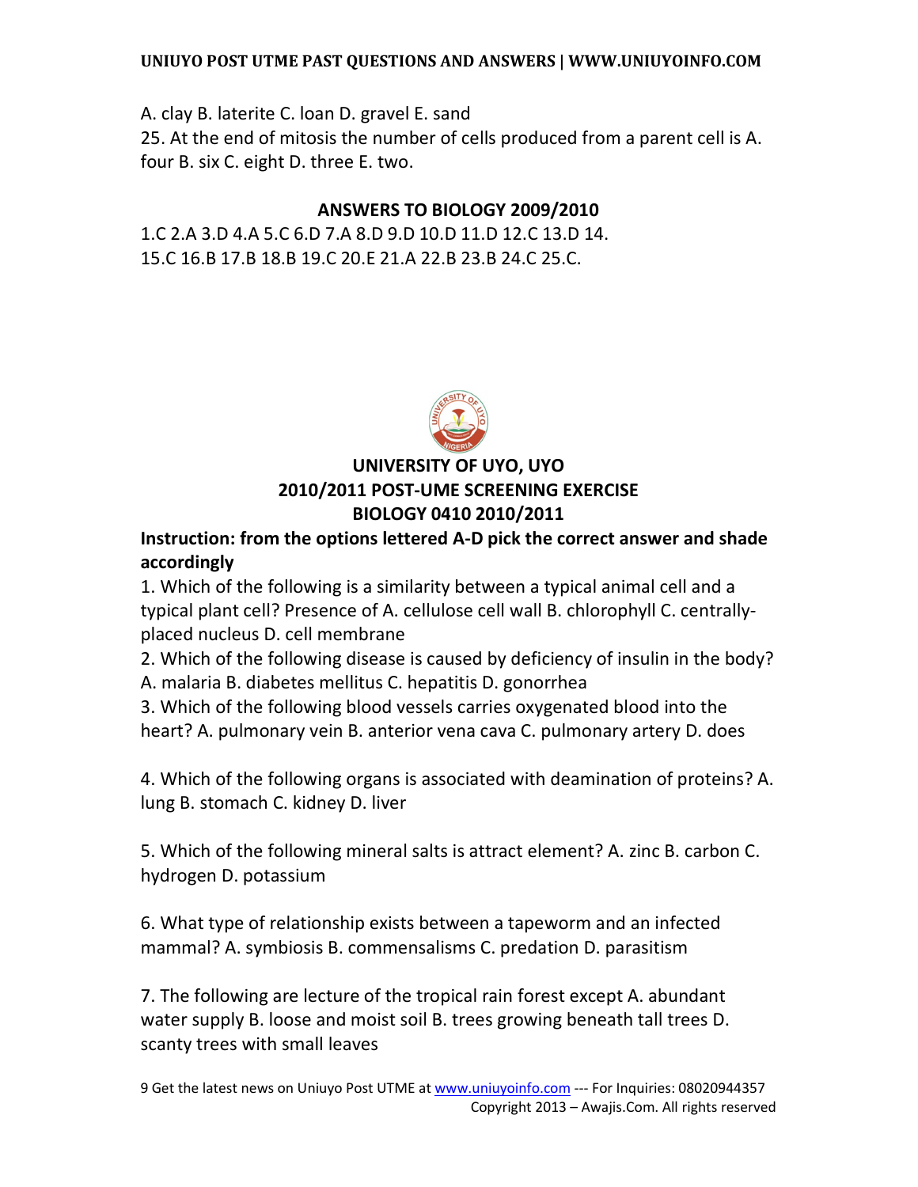A. clay B. laterite C. loan D. gravel E. sand

25. At the end of mitosis the number of cells produced from a parent cell is A. four B. six C. eight D. three E. two.

## ANSWERS TO BIOLOGY 2009/2010

1.C 2.A 3.D 4.A 5.C 6.D 7.A 8.D 9.D 10.D 11.D 12.C 13.D 14. 15.C 16.B 17.B 18.B 19.C 20.E 21.A 22.B 23.B 24.C 25.C.

## UNIVERSITY OF UYO, UYO
## 2010/2011 POST-UME SCREENING EXERCISE
## BIOLOGY 0410 2010/2011

**Instruction: from the options lettered A-D pick the correct answer and shade accordingly**

1. Which of the following is a similarity between a typical animal cell and a typical plant cell? Presence of A. cellulose cell wall B. chlorophyll C. centrally-placed nucleus D. cell membrane

2. Which of the following disease is caused by deficiency of insulin in the body? A. malaria B. diabetes mellitus C. hepatitis D. gonorrhea

3. Which of the following blood vessels carries oxygenated blood into the heart? A. pulmonary vein B. anterior vena cava C. pulmonary artery D. does

4. Which of the following organs is associated with deamination of proteins? A. lung B. stomach C. kidney D. liver

5. Which of the following mineral salts is attract element? A. zinc B. carbon C. hydrogen D. potassium

6. What type of relationship exists between a tapeworm and an infected mammal? A. symbiosis B. commensalisms C. predation D. parasitism

7. The following are lecture of the tropical rain forest except A. abundant water supply B. loose and moist soil B. trees growing beneath tall trees D. scanty trees with small leaves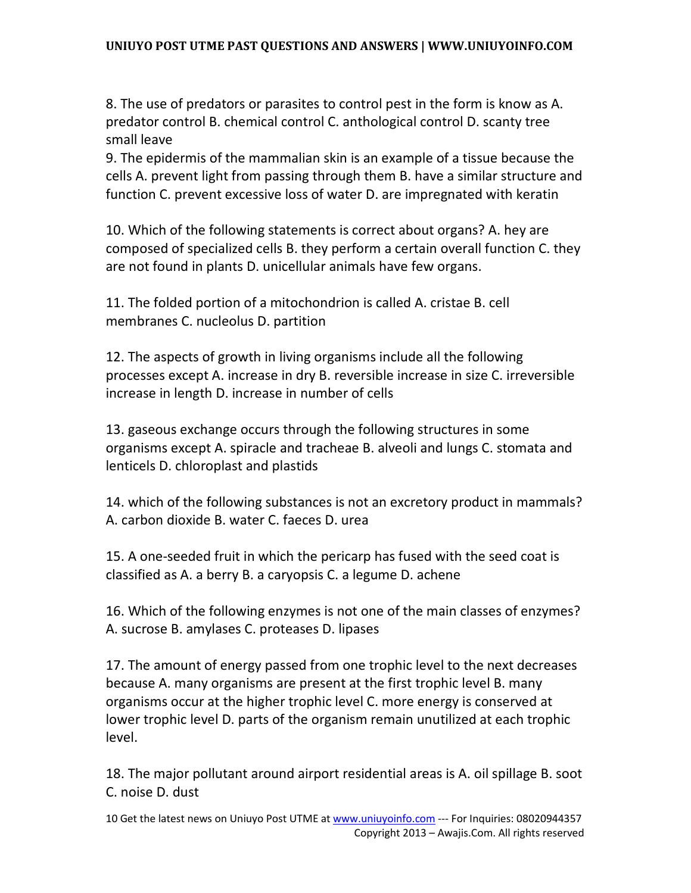8. The use of predators or parasites to control pest in the form is know as A. predator control B. chemical control C. anthological control D. scanty tree small leave

9. The epidermis of the mammalian skin is an example of a tissue because the cells A. prevent light from passing through them B. have a similar structure and function C. prevent excessive loss of water D. are impregnated with keratin

10. Which of the following statements is correct about organs? A. hey are composed of specialized cells B. they perform a certain overall function C. they are not found in plants D. unicellular animals have few organs.

11. The folded portion of a mitochondrion is called A. cristae B. cell membranes C. nucleolus D. partition

12. The aspects of growth in living organisms include all the following processes except A. increase in dry B. reversible increase in size C. irreversible increase in length D. increase in number of cells

13. gaseous exchange occurs through the following structures in some organisms except A. spiracle and tracheae B. alveoli and lungs C. stomata and lenticels D. chloroplast and plastids

14. which of the following substances is not an excretory product in mammals? A. carbon dioxide B. water C. faeces D. urea

15. A one-seeded fruit in which the pericarp has fused with the seed coat is classified as A. a berry B. a caryopsis C. a legume D. achene

16. Which of the following enzymes is not one of the main classes of enzymes? A. sucrose B. amylases C. proteases D. lipases

17. The amount of energy passed from one trophic level to the next decreases because A. many organisms are present at the first trophic level B. many organisms occur at the higher trophic level C. more energy is conserved at lower trophic level D. parts of the organism remain unutilized at each trophic level.

18. The major pollutant around airport residential areas is A. oil spillage B. soot C. noise D. dust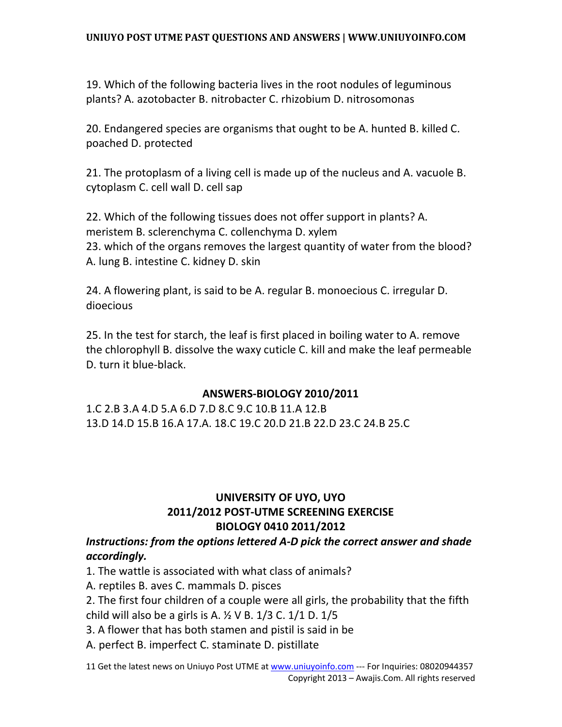19. Which of the following bacteria lives in the root nodules of leguminous plants? A. azotobacter B. nitrobacter C. rhizobium D. nitrosomonas

20. Endangered species are organisms that ought to be A. hunted B. killed C. poached D. protected

21. The protoplasm of a living cell is made up of the nucleus and A. vacuole B. cytoplasm C. cell wall D. cell sap

22. Which of the following tissues does not offer support in plants? A. meristem B. sclerenchyma C. collenchyma D. xylem
23. which of the organs removes the largest quantity of water from the blood? A. lung B. intestine C. kidney D. skin

24. A flowering plant, is said to be A. regular B. monoecious C. irregular D. dioecious

25. In the test for starch, the leaf is first placed in boiling water to A. remove the chlorophyll B. dissolve the waxy cuticle C. kill and make the leaf permeable D. turn it blue-black.

### ANSWERS-BIOLOGY 2010/2011

1.C 2.B 3.A 4.D 5.A 6.D 7.D 8.C 9.C 10.B 11.A 12.B 13.D 14.D 15.B 16.A 17.A. 18.C 19.C 20.D 21.B 22.D 23.C 24.B 25.C

## UNIVERSITY OF UYO, UYO
## 2011/2012 POST-UTME SCREENING EXERCISE
## BIOLOGY 0410 2011/2012

***Instructions: from the options lettered A-D pick the correct answer and shade accordingly.***

1. The wattle is associated with what class of animals?
A. reptiles B. aves C. mammals D. pisces
2. The first four children of a couple were all girls, the probability that the fifth child will also be a girls is A. ½ V B. 1/3 C. 1/1 D. 1/5
3. A flower that has both stamen and pistil is said in be
A. perfect B. imperfect C. staminate D. pistillate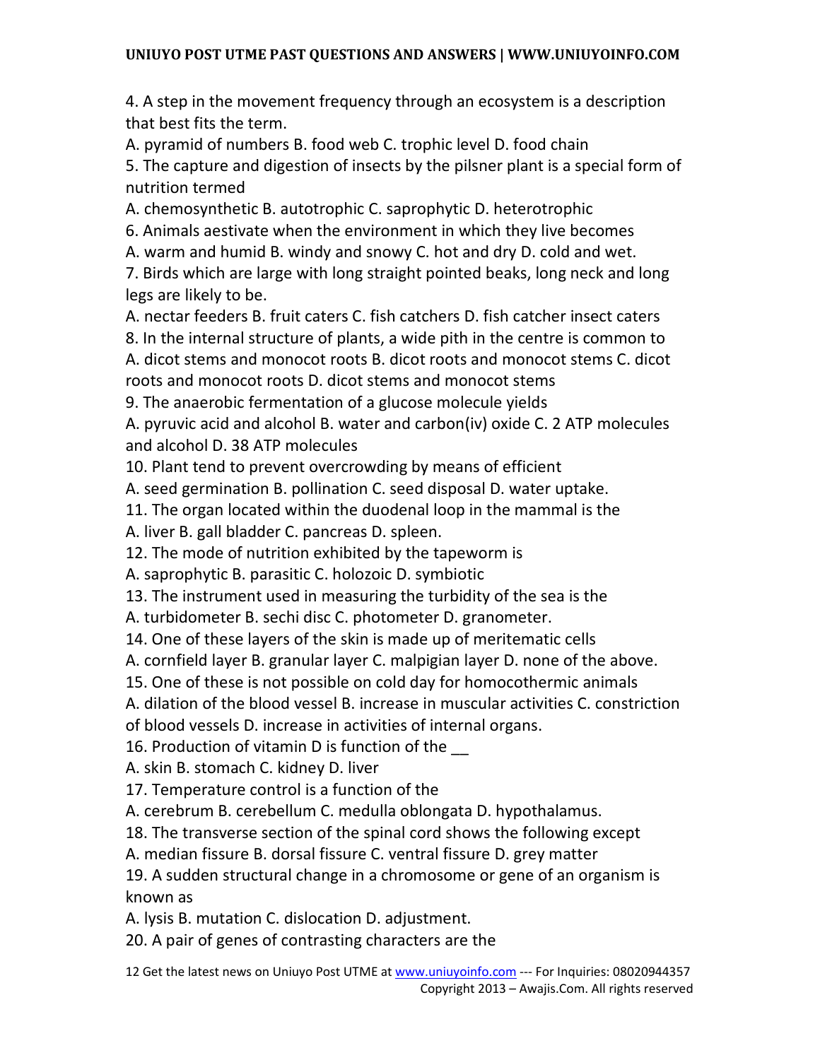4. A step in the movement frequency through an ecosystem is a description that best fits the term.

A. pyramid of numbers B. food web C. trophic level D. food chain

5. The capture and digestion of insects by the pilsner plant is a special form of nutrition termed

A. chemosynthetic B. autotrophic C. saprophytic D. heterotrophic

6. Animals aestivate when the environment in which they live becomes

A. warm and humid B. windy and snowy C. hot and dry D. cold and wet.

7. Birds which are large with long straight pointed beaks, long neck and long legs are likely to be.

A. nectar feeders B. fruit caters C. fish catchers D. fish catcher insect caters

8. In the internal structure of plants, a wide pith in the centre is common to

A. dicot stems and monocot roots B. dicot roots and monocot stems C. dicot roots and monocot roots D. dicot stems and monocot stems

9. The anaerobic fermentation of a glucose molecule yields

A. pyruvic acid and alcohol B. water and carbon(iv) oxide C. 2 ATP molecules and alcohol D. 38 ATP molecules

10. Plant tend to prevent overcrowding by means of efficient

A. seed germination B. pollination C. seed disposal D. water uptake.

11. The organ located within the duodenal loop in the mammal is the

A. liver B. gall bladder C. pancreas D. spleen.

12. The mode of nutrition exhibited by the tapeworm is

A. saprophytic B. parasitic C. holozoic D. symbiotic

13. The instrument used in measuring the turbidity of the sea is the

A. turbidometer B. sechi disc C. photometer D. granometer.

14. One of these layers of the skin is made up of meritematic cells

A. cornfield layer B. granular layer C. malpigian layer D. none of the above.

15. One of these is not possible on cold day for homocothermic animals

A. dilation of the blood vessel B. increase in muscular activities C. constriction of blood vessels D. increase in activities of internal organs.

16. Production of vitamin D is function of the __

A. skin B. stomach C. kidney D. liver

17. Temperature control is a function of the

A. cerebrum B. cerebellum C. medulla oblongata D. hypothalamus.

18. The transverse section of the spinal cord shows the following except

A. median fissure B. dorsal fissure C. ventral fissure D. grey matter

19. A sudden structural change in a chromosome or gene of an organism is known as

A. lysis B. mutation C. dislocation D. adjustment.

20. A pair of genes of contrasting characters are the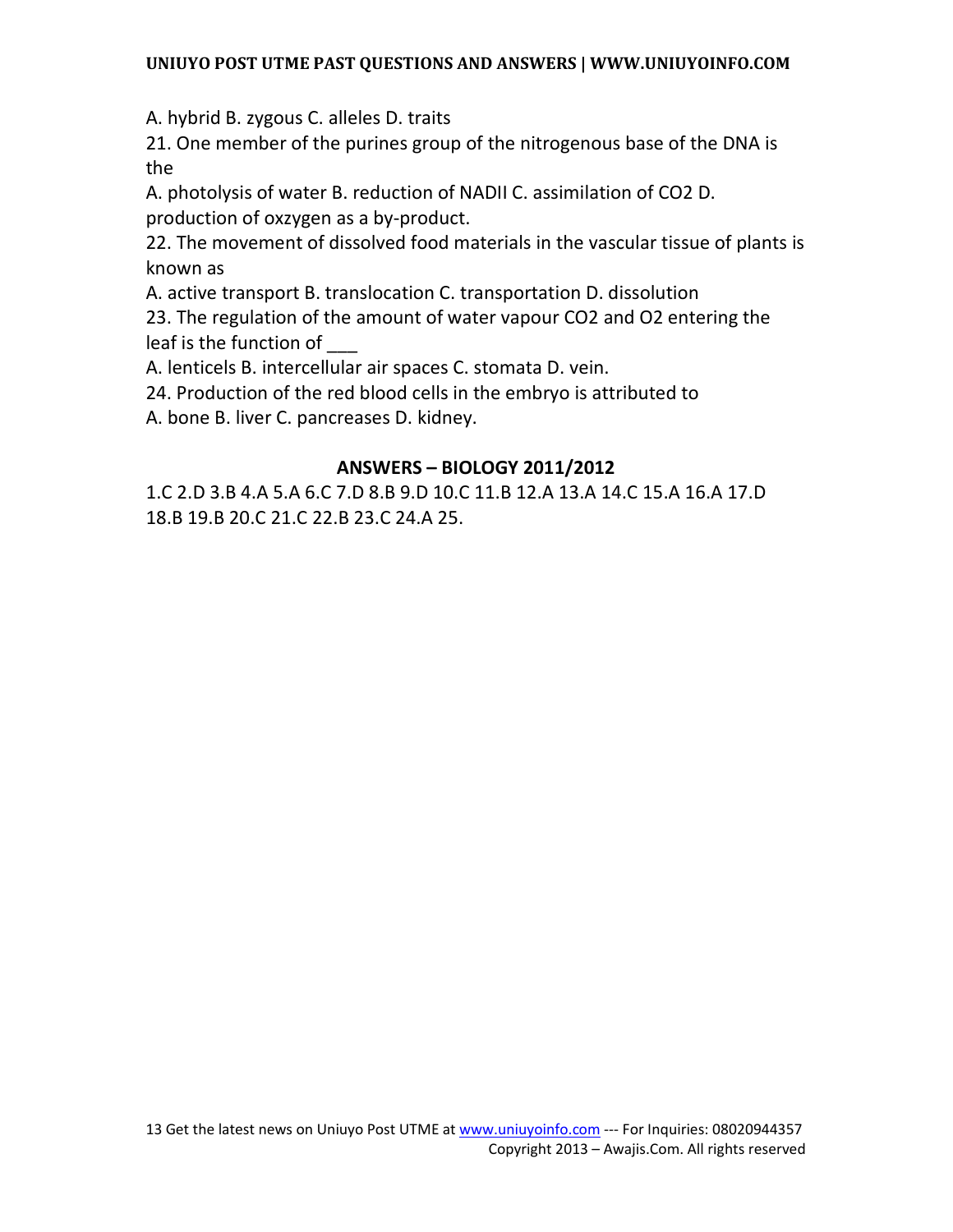A. hybrid B. zygous C. alleles D. traits

21. One member of the purines group of the nitrogenous base of the DNA is the

A. photolysis of water B. reduction of NADII C. assimilation of $CO_2$ D. production of oxzygen as a by-product.

22. The movement of dissolved food materials in the vascular tissue of plants is known as

A. active transport B. translocation C. transportation D. dissolution

23. The regulation of the amount of water vapour $CO_2$ and $O_2$ entering the leaf is the function of ___

A. lenticels B. intercellular air spaces C. stomata D. vein.

24. Production of the red blood cells in the embryo is attributed to

A. bone B. liver C. pancreases D. kidney.

## ANSWERS – BIOLOGY 2011/2012

1.C 2.D 3.B 4.A 5.A 6.C 7.D 8.B 9.D 10.C 11.B 12.A 13.A 14.C 15.A 16.A 17.D 18.B 19.B 20.C 21.C 22.B 23.C 24.A 25.